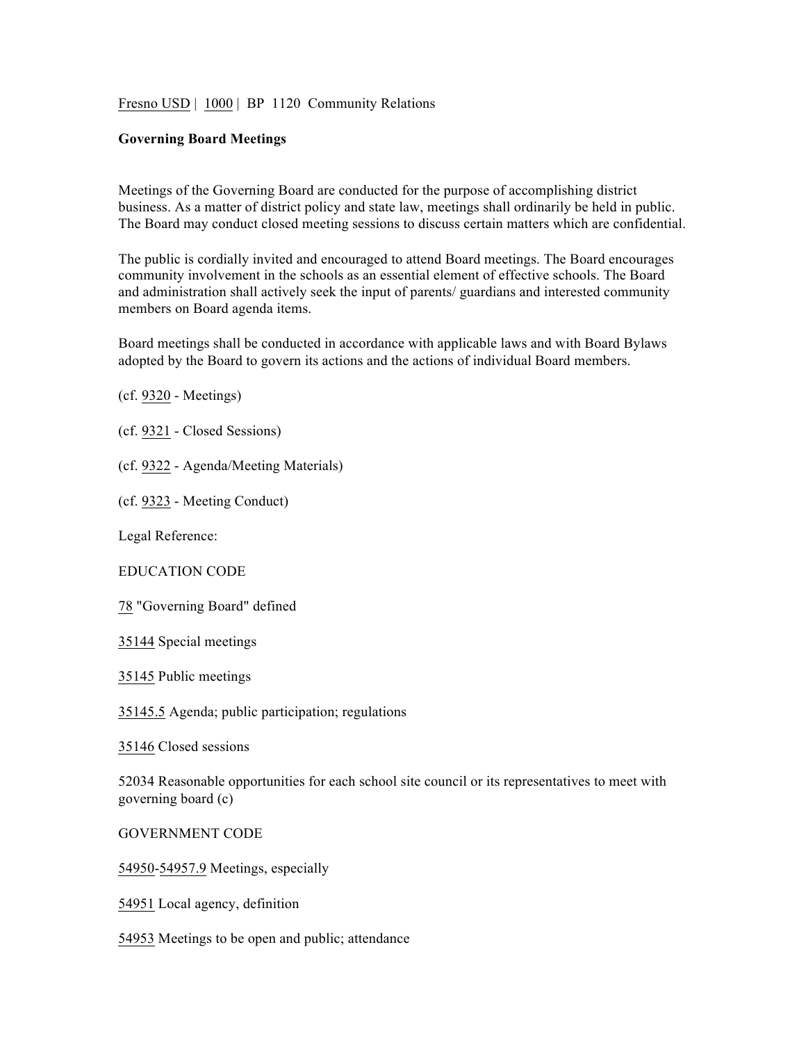Fresno USD | 1000 | BP 1120 Community Relations

**Governing Board Meetings**

Meetings of the Governing Board are conducted for the purpose of accomplishing district business. As a matter of district policy and state law, meetings shall ordinarily be held in public. The Board may conduct closed meeting sessions to discuss certain matters which are confidential.

The public is cordially invited and encouraged to attend Board meetings. The Board encourages community involvement in the schools as an essential element of effective schools. The Board and administration shall actively seek the input of parents/ guardians and interested community members on Board agenda items.

Board meetings shall be conducted in accordance with applicable laws and with Board Bylaws adopted by the Board to govern its actions and the actions of individual Board members.

(cf. 9320 - Meetings)

(cf. 9321 - Closed Sessions)

(cf. 9322 - Agenda/Meeting Materials)

(cf. 9323 - Meeting Conduct)

Legal Reference:

EDUCATION CODE

78 "Governing Board" defined

35144 Special meetings

35145 Public meetings

35145.5 Agenda; public participation; regulations

35146 Closed sessions

52034 Reasonable opportunities for each school site council or its representatives to meet with governing board (c)

GOVERNMENT CODE

54950-54957.9 Meetings, especially

54951 Local agency, definition

54953 Meetings to be open and public; attendance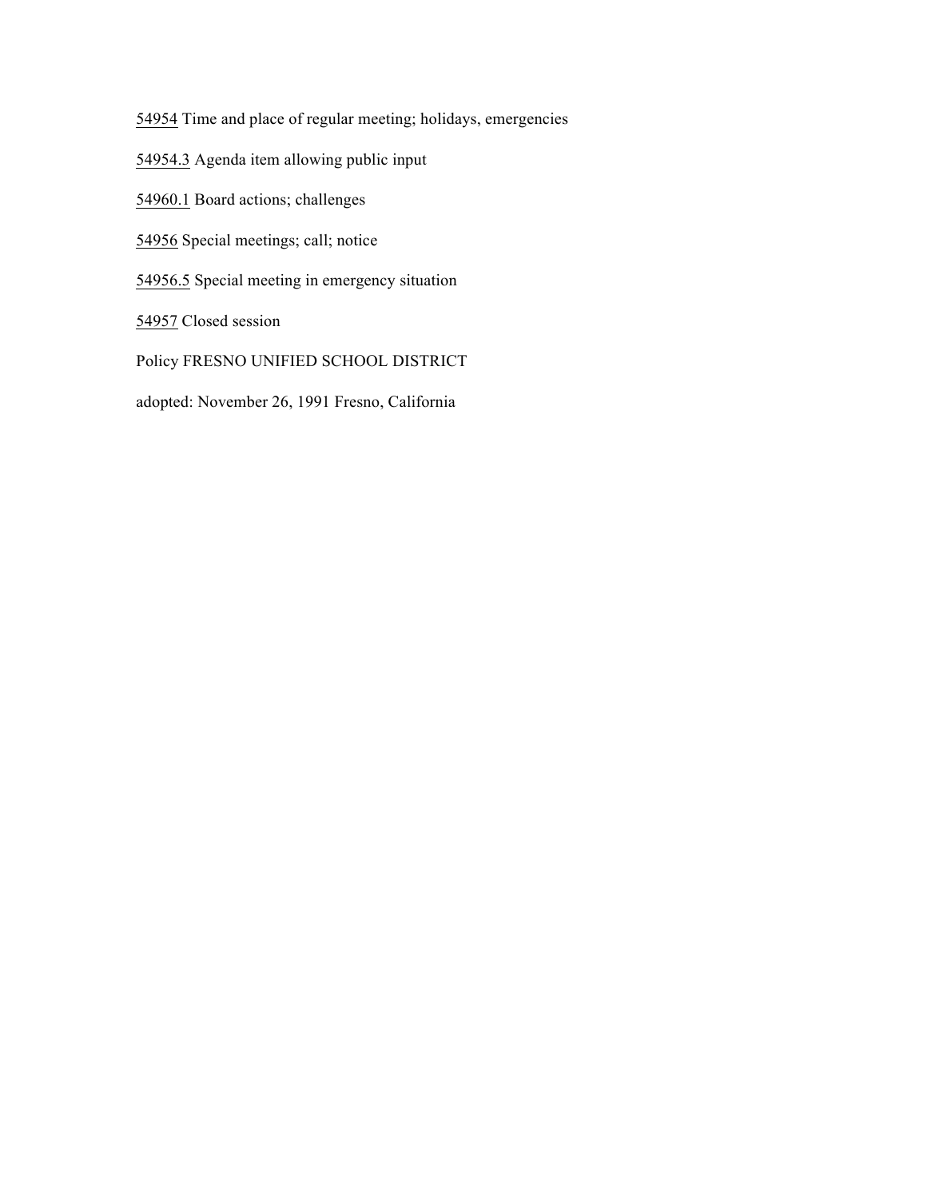54954 Time and place of regular meeting; holidays, emergencies

54954.3 Agenda item allowing public input

54960.1 Board actions; challenges

54956 Special meetings; call; notice

54956.5 Special meeting in emergency situation

54957 Closed session

Policy FRESNO UNIFIED SCHOOL DISTRICT

adopted: November 26, 1991 Fresno, California